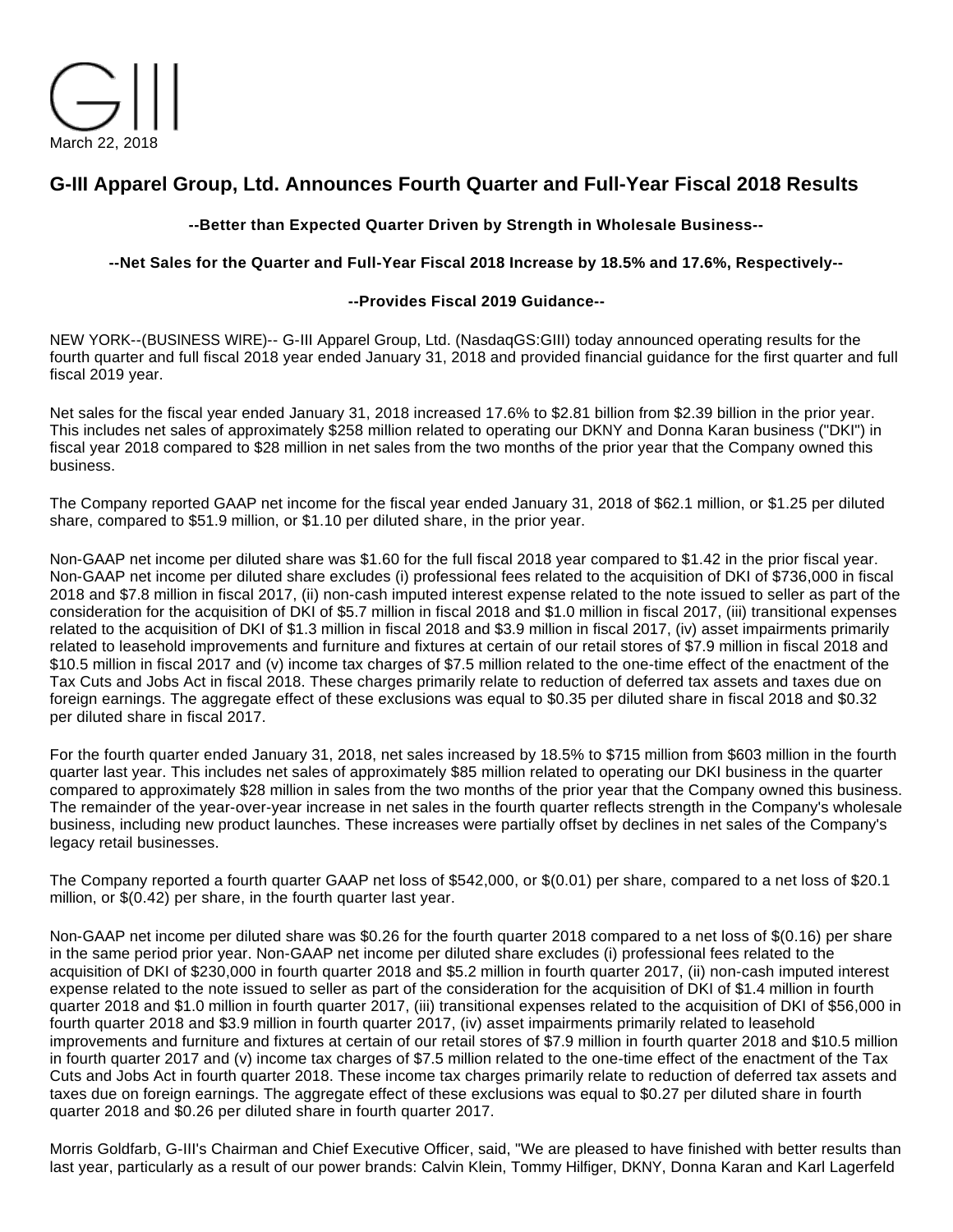March 22, 2018

# G-III Apparel Group, Ltd. Announces Fourth Quarter and Full-Year Fiscal 2018 Results

**--Better than Expected Quarter Driven by Strength in Wholesale Business--**

**--Net Sales for the Quarter and Full-Year Fiscal 2018 Increase by 18.5% and 17.6%, Respectively--**

**--Provides Fiscal 2019 Guidance--**

NEW YORK--(BUSINESS WIRE)-- G-III Apparel Group, Ltd. (NasdaqGS:GIII) today announced operating results for the fourth quarter and full fiscal 2018 year ended January 31, 2018 and provided financial guidance for the first quarter and full fiscal 2019 year.

Net sales for the fiscal year ended January 31, 2018 increased 17.6% to $2.81 billion from $2.39 billion in the prior year. This includes net sales of approximately $258 million related to operating our DKNY and Donna Karan business ("DKI") in fiscal year 2018 compared to $28 million in net sales from the two months of the prior year that the Company owned this business.

The Company reported GAAP net income for the fiscal year ended January 31, 2018 of $62.1 million, or $1.25 per diluted share, compared to $51.9 million, or $1.10 per diluted share, in the prior year.

Non-GAAP net income per diluted share was $1.60 for the full fiscal 2018 year compared to $1.42 in the prior fiscal year. Non-GAAP net income per diluted share excludes (i) professional fees related to the acquisition of DKI of $736,000 in fiscal 2018 and $7.8 million in fiscal 2017, (ii) non-cash imputed interest expense related to the note issued to seller as part of the consideration for the acquisition of DKI of $5.7 million in fiscal 2018 and $1.0 million in fiscal 2017, (iii) transitional expenses related to the acquisition of DKI of $1.3 million in fiscal 2018 and $3.9 million in fiscal 2017, (iv) asset impairments primarily related to leasehold improvements and furniture and fixtures at certain of our retail stores of $7.9 million in fiscal 2018 and $10.5 million in fiscal 2017 and (v) income tax charges of $7.5 million related to the one-time effect of the enactment of the Tax Cuts and Jobs Act in fiscal 2018. These charges primarily relate to reduction of deferred tax assets and taxes due on foreign earnings. The aggregate effect of these exclusions was equal to $0.35 per diluted share in fiscal 2018 and $0.32 per diluted share in fiscal 2017.

For the fourth quarter ended January 31, 2018, net sales increased by 18.5% to $715 million from $603 million in the fourth quarter last year. This includes net sales of approximately $85 million related to operating our DKI business in the quarter compared to approximately $28 million in sales from the two months of the prior year that the Company owned this business. The remainder of the year-over-year increase in net sales in the fourth quarter reflects strength in the Company's wholesale business, including new product launches. These increases were partially offset by declines in net sales of the Company's legacy retail businesses.

The Company reported a fourth quarter GAAP net loss of $542,000, or $(0.01) per share, compared to a net loss of $20.1 million, or $(0.42) per share, in the fourth quarter last year.

Non-GAAP net income per diluted share was $0.26 for the fourth quarter 2018 compared to a net loss of $(0.16) per share in the same period prior year. Non-GAAP net income per diluted share excludes (i) professional fees related to the acquisition of DKI of $230,000 in fourth quarter 2018 and $5.2 million in fourth quarter 2017, (ii) non-cash imputed interest expense related to the note issued to seller as part of the consideration for the acquisition of DKI of $1.4 million in fourth quarter 2018 and $1.0 million in fourth quarter 2017, (iii) transitional expenses related to the acquisition of DKI of $56,000 in fourth quarter 2018 and $3.9 million in fourth quarter 2017, (iv) asset impairments primarily related to leasehold improvements and furniture and fixtures at certain of our retail stores of $7.9 million in fourth quarter 2018 and $10.5 million in fourth quarter 2017 and (v) income tax charges of $7.5 million related to the one-time effect of the enactment of the Tax Cuts and Jobs Act in fourth quarter 2018. These income tax charges primarily relate to reduction of deferred tax assets and taxes due on foreign earnings. The aggregate effect of these exclusions was equal to $0.27 per diluted share in fourth quarter 2018 and $0.26 per diluted share in fourth quarter 2017.

Morris Goldfarb, G-III's Chairman and Chief Executive Officer, said, "We are pleased to have finished with better results than last year, particularly as a result of our power brands: Calvin Klein, Tommy Hilfiger, DKNY, Donna Karan and Karl Lagerfeld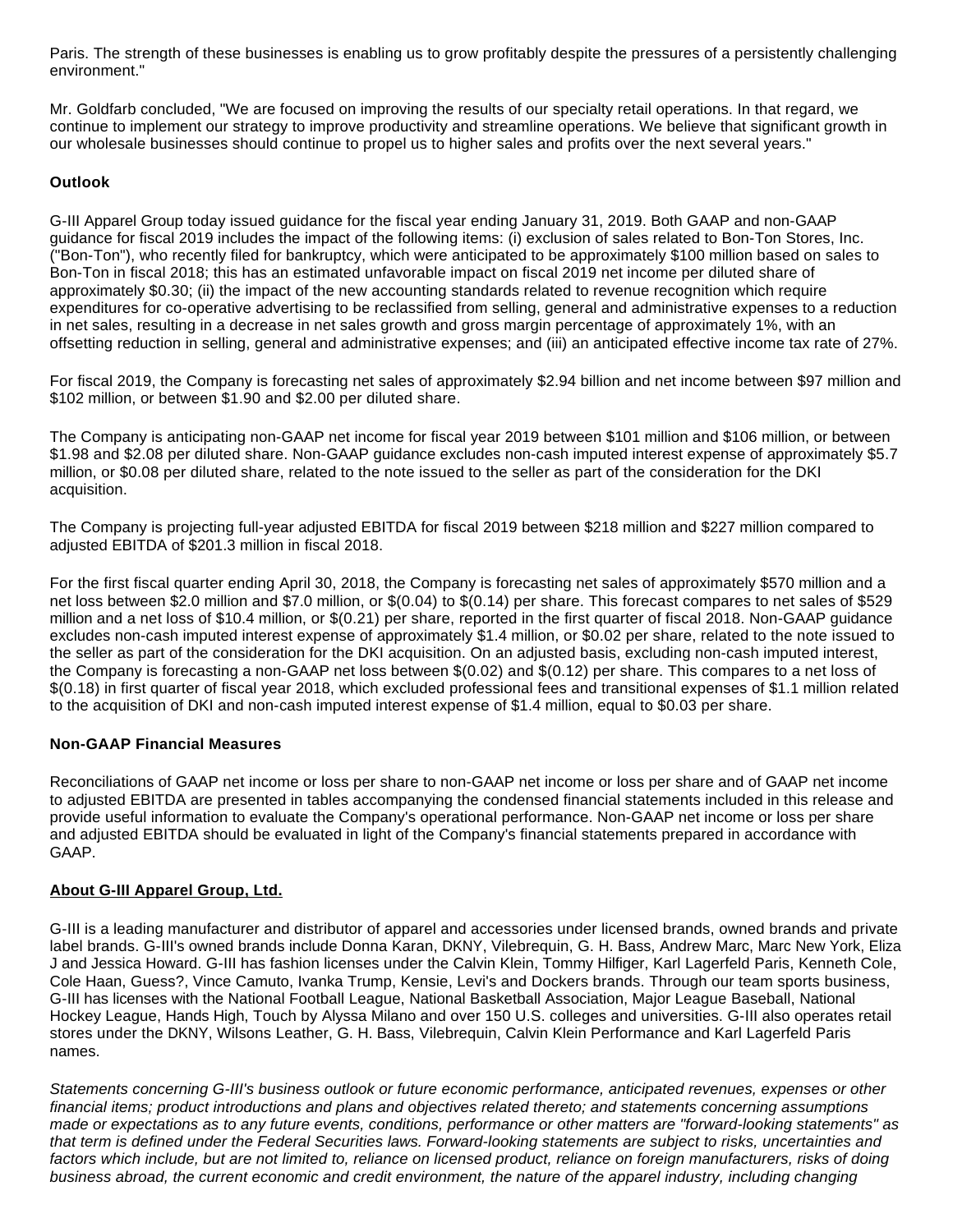Paris. The strength of these businesses is enabling us to grow profitably despite the pressures of a persistently challenging environment."

Mr. Goldfarb concluded, "We are focused on improving the results of our specialty retail operations. In that regard, we continue to implement our strategy to improve productivity and streamline operations. We believe that significant growth in our wholesale businesses should continue to propel us to higher sales and profits over the next several years."

**Outlook**

G-III Apparel Group today issued guidance for the fiscal year ending January 31, 2019. Both GAAP and non-GAAP guidance for fiscal 2019 includes the impact of the following items: (i) exclusion of sales related to Bon-Ton Stores, Inc. ("Bon-Ton"), who recently filed for bankruptcy, which were anticipated to be approximately $100 million based on sales to Bon-Ton in fiscal 2018; this has an estimated unfavorable impact on fiscal 2019 net income per diluted share of approximately $0.30; (ii) the impact of the new accounting standards related to revenue recognition which require expenditures for co-operative advertising to be reclassified from selling, general and administrative expenses to a reduction in net sales, resulting in a decrease in net sales growth and gross margin percentage of approximately 1%, with an offsetting reduction in selling, general and administrative expenses; and (iii) an anticipated effective income tax rate of 27%.

For fiscal 2019, the Company is forecasting net sales of approximately $2.94 billion and net income between $97 million and $102 million, or between $1.90 and $2.00 per diluted share.

The Company is anticipating non-GAAP net income for fiscal year 2019 between $101 million and $106 million, or between $1.98 and $2.08 per diluted share. Non-GAAP guidance excludes non-cash imputed interest expense of approximately $5.7 million, or $0.08 per diluted share, related to the note issued to the seller as part of the consideration for the DKI acquisition.

The Company is projecting full-year adjusted EBITDA for fiscal 2019 between $218 million and $227 million compared to adjusted EBITDA of $201.3 million in fiscal 2018.

For the first fiscal quarter ending April 30, 2018, the Company is forecasting net sales of approximately $570 million and a net loss between $2.0 million and $7.0 million, or $(0.04) to $(0.14) per share. This forecast compares to net sales of $529 million and a net loss of $10.4 million, or $(0.21) per share, reported in the first quarter of fiscal 2018. Non-GAAP guidance excludes non-cash imputed interest expense of approximately $1.4 million, or $0.02 per share, related to the note issued to the seller as part of the consideration for the DKI acquisition. On an adjusted basis, excluding non-cash imputed interest, the Company is forecasting a non-GAAP net loss between $(0.02) and $(0.12) per share. This compares to a net loss of $(0.18) in first quarter of fiscal year 2018, which excluded professional fees and transitional expenses of $1.1 million related to the acquisition of DKI and non-cash imputed interest expense of $1.4 million, equal to $0.03 per share.

**Non-GAAP Financial Measures**

Reconciliations of GAAP net income or loss per share to non-GAAP net income or loss per share and of GAAP net income to adjusted EBITDA are presented in tables accompanying the condensed financial statements included in this release and provide useful information to evaluate the Company's operational performance. Non-GAAP net income or loss per share and adjusted EBITDA should be evaluated in light of the Company's financial statements prepared in accordance with GAAP.

**About G-III Apparel Group, Ltd.**

G-III is a leading manufacturer and distributor of apparel and accessories under licensed brands, owned brands and private label brands. G-III's owned brands include Donna Karan, DKNY, Vilebrequin, G. H. Bass, Andrew Marc, Marc New York, Eliza J and Jessica Howard. G-III has fashion licenses under the Calvin Klein, Tommy Hilfiger, Karl Lagerfeld Paris, Kenneth Cole, Cole Haan, Guess?, Vince Camuto, Ivanka Trump, Kensie, Levi's and Dockers brands. Through our team sports business, G-III has licenses with the National Football League, National Basketball Association, Major League Baseball, National Hockey League, Hands High, Touch by Alyssa Milano and over 150 U.S. colleges and universities. G-III also operates retail stores under the DKNY, Wilsons Leather, G. H. Bass, Vilebrequin, Calvin Klein Performance and Karl Lagerfeld Paris names.

*Statements concerning G-III's business outlook or future economic performance, anticipated revenues, expenses or other financial items; product introductions and plans and objectives related thereto; and statements concerning assumptions made or expectations as to any future events, conditions, performance or other matters are "forward-looking statements" as that term is defined under the Federal Securities laws. Forward-looking statements are subject to risks, uncertainties and factors which include, but are not limited to, reliance on licensed product, reliance on foreign manufacturers, risks of doing business abroad, the current economic and credit environment, the nature of the apparel industry, including changing*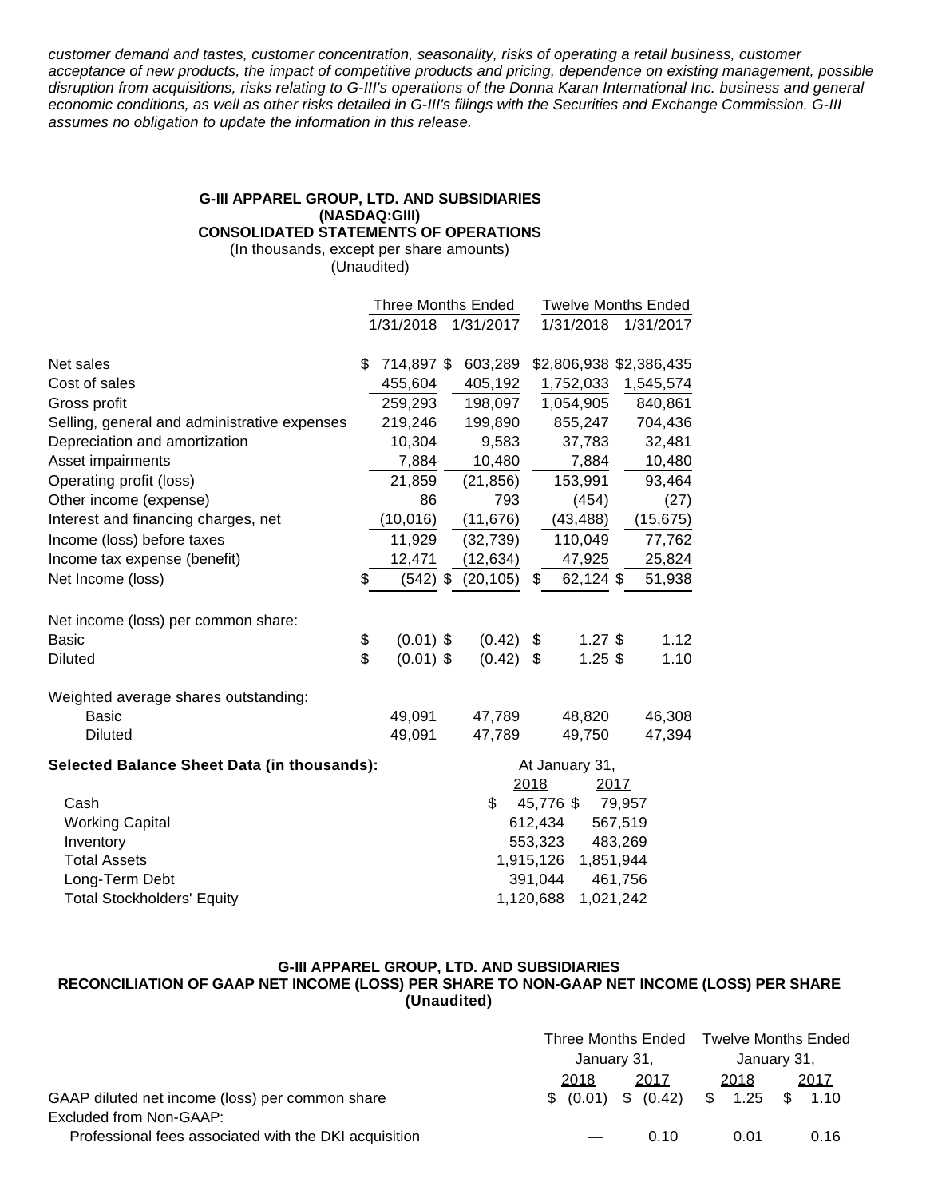*customer demand and tastes, customer concentration, seasonality, risks of operating a retail business, customer acceptance of new products, the impact of competitive products and pricing, dependence on existing management, possible disruption from acquisitions, risks relating to G-III's operations of the Donna Karan International Inc. business and general economic conditions, as well as other risks detailed in G-III's filings with the Securities and Exchange Commission. G-III assumes no obligation to update the information in this release.*

**G-III APPAREL GROUP, LTD. AND SUBSIDIARIES**
**(NASDAQ:GIII)**
**CONSOLIDATED STATEMENTS OF OPERATIONS**
(In thousands, except per share amounts)
(Unaudited)

| | Three Months Ended | | Twelve Months Ended | |
|---|---|---|---|---|
| | 1/31/2018 | 1/31/2017 | 1/31/2018 | 1/31/2017 |
| Net sales | $ 714,897 | $ 603,289 | $2,806,938 | $2,386,435 |
| Cost of sales | 455,604 | 405,192 | 1,752,033 | 1,545,574 |
| Gross profit | 259,293 | 198,097 | 1,054,905 | 840,861 |
| Selling, general and administrative expenses | 219,246 | 199,890 | 855,247 | 704,436 |
| Depreciation and amortization | 10,304 | 9,583 | 37,783 | 32,481 |
| Asset impairments | 7,884 | 10,480 | 7,884 | 10,480 |
| Operating profit (loss) | 21,859 | (21,856) | 153,991 | 93,464 |
| Other income (expense) | 86 | 793 | (454) | (27) |
| Interest and financing charges, net | (10,016) | (11,676) | (43,488) | (15,675) |
| Income (loss) before taxes | 11,929 | (32,739) | 110,049 | 77,762 |
| Income tax expense (benefit) | 12,471 | (12,634) | 47,925 | 25,824 |
| Net Income (loss) | $ (542) | $ (20,105) | $ 62,124 | $ 51,938 |
| | | | | |
| Net income (loss) per common share: | | | | |
| Basic | $ (0.01) | $ (0.42) | $ 1.27 | $ 1.12 |
| Diluted | $ (0.01) | $ (0.42) | $ 1.25 | $ 1.10 |
| | | | | |
| Weighted average shares outstanding: | | | | |
| Basic | 49,091 | 47,789 | 48,820 | 46,308 |
| Diluted | 49,091 | 47,789 | 49,750 | 47,394 |

**Selected Balance Sheet Data (in thousands):**

| | At January 31, 2018 | At January 31, 2017 |
|---|---|---|
| Cash | $ 45,776 | $ 79,957 |
| Working Capital | 612,434 | 567,519 |
| Inventory | 553,323 | 483,269 |
| Total Assets | 1,915,126 | 1,851,944 |
| Long-Term Debt | 391,044 | 461,756 |
| Total Stockholders' Equity | 1,120,688 | 1,021,242 |

**G-III APPAREL GROUP, LTD. AND SUBSIDIARIES**
**RECONCILIATION OF GAAP NET INCOME (LOSS) PER SHARE TO NON-GAAP NET INCOME (LOSS) PER SHARE**
**(Unaudited)**

| | Three Months Ended January 31, | | Twelve Months Ended January 31, | |
|---|---|---|---|---|
| | 2018 | 2017 | 2018 | 2017 |
| GAAP diluted net income (loss) per common share | $ (0.01) | $ (0.42) | $ 1.25 | $ 1.10 |
| Excluded from Non-GAAP: | | | | |
| Professional fees associated with the DKI acquisition | — | 0.10 | 0.01 | 0.16 |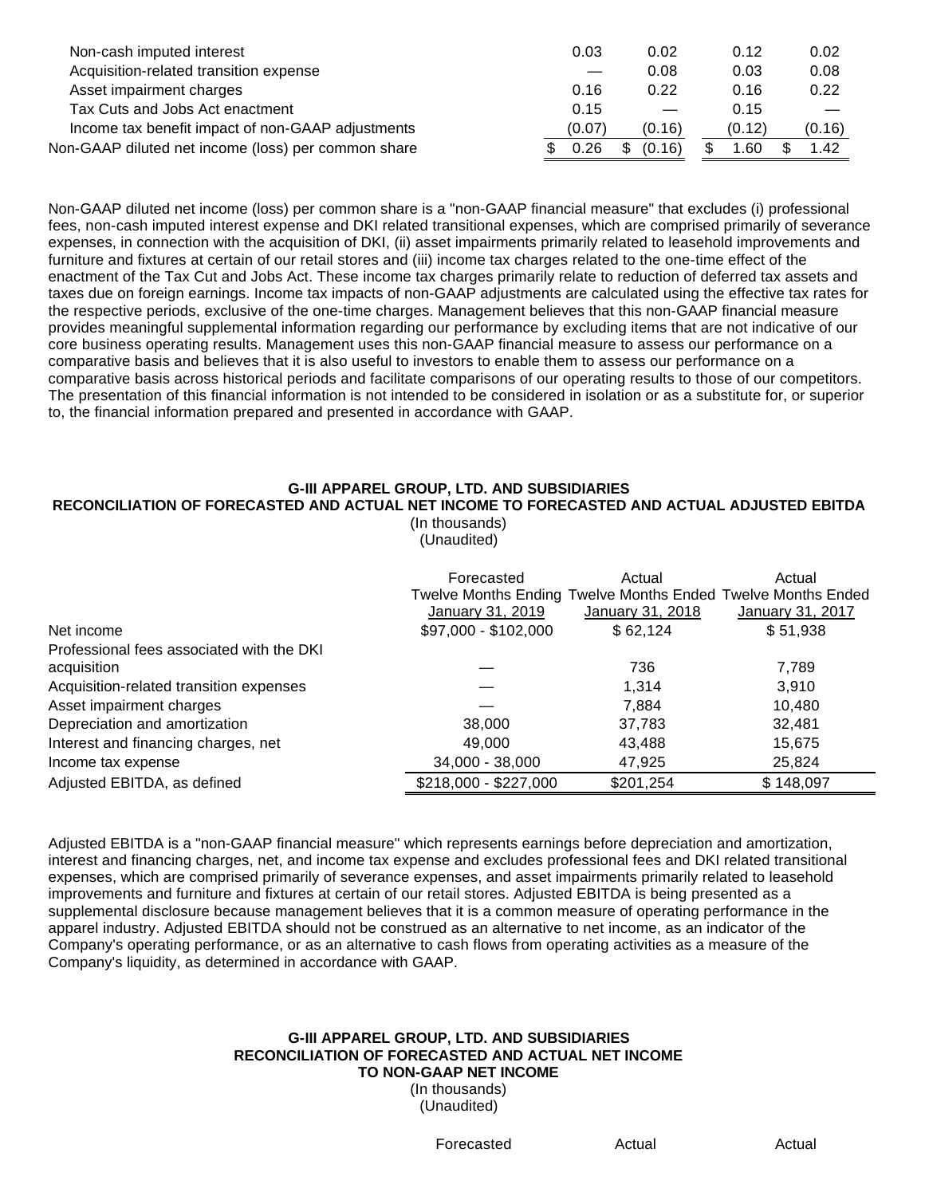| | | | | |
|---|---|---|---|---|
| Non-cash imputed interest | 0.03 | 0.02 | 0.12 | 0.02 |
| Acquisition-related transition expense | — | 0.08 | 0.03 | 0.08 |
| Asset impairment charges | 0.16 | 0.22 | 0.16 | 0.22 |
| Tax Cuts and Jobs Act enactment | 0.15 | — | 0.15 | — |
| Income tax benefit impact of non-GAAP adjustments | (0.07) | (0.16) | (0.12) | (0.16) |
| Non-GAAP diluted net income (loss) per common share | $ 0.26 | $ (0.16) | $ 1.60 | $ 1.42 |

Non-GAAP diluted net income (loss) per common share is a "non-GAAP financial measure" that excludes (i) professional fees, non-cash imputed interest expense and DKI related transitional expenses, which are comprised primarily of severance expenses, in connection with the acquisition of DKI, (ii) asset impairments primarily related to leasehold improvements and furniture and fixtures at certain of our retail stores and (iii) income tax charges related to the one-time effect of the enactment of the Tax Cut and Jobs Act. These income tax charges primarily relate to reduction of deferred tax assets and taxes due on foreign earnings. Income tax impacts of non-GAAP adjustments are calculated using the effective tax rates for the respective periods, exclusive of the one-time charges. Management believes that this non-GAAP financial measure provides meaningful supplemental information regarding our performance by excluding items that are not indicative of our core business operating results. Management uses this non-GAAP financial measure to assess our performance on a comparative basis and believes that it is also useful to investors to enable them to assess our performance on a comparative basis across historical periods and facilitate comparisons of our operating results to those of our competitors. The presentation of this financial information is not intended to be considered in isolation or as a substitute for, or superior to, the financial information prepared and presented in accordance with GAAP.

**G-III APPAREL GROUP, LTD. AND SUBSIDIARIES**
**RECONCILIATION OF FORECASTED AND ACTUAL NET INCOME TO FORECASTED AND ACTUAL ADJUSTED EBITDA**
(In thousands)
(Unaudited)

| | Forecasted Twelve Months Ending January 31, 2019 | Actual Twelve Months Ended January 31, 2018 | Actual Twelve Months Ended January 31, 2017 |
|---|---|---|---|
| Net income | $97,000 - $102,000 | $ 62,124 | $ 51,938 |
| Professional fees associated with the DKI acquisition | — | 736 | 7,789 |
| Acquisition-related transition expenses | — | 1,314 | 3,910 |
| Asset impairment charges | — | 7,884 | 10,480 |
| Depreciation and amortization | 38,000 | 37,783 | 32,481 |
| Interest and financing charges, net | 49,000 | 43,488 | 15,675 |
| Income tax expense | 34,000 - 38,000 | 47,925 | 25,824 |
| Adjusted EBITDA, as defined | $218,000 - $227,000 | $201,254 | $ 148,097 |

Adjusted EBITDA is a "non-GAAP financial measure" which represents earnings before depreciation and amortization, interest and financing charges, net, and income tax expense and excludes professional fees and DKI related transitional expenses, which are comprised primarily of severance expenses, and asset impairments primarily related to leasehold improvements and furniture and fixtures at certain of our retail stores. Adjusted EBITDA is being presented as a supplemental disclosure because management believes that it is a common measure of operating performance in the apparel industry. Adjusted EBITDA should not be construed as an alternative to net income, as an indicator of the Company's operating performance, or as an alternative to cash flows from operating activities as a measure of the Company's liquidity, as determined in accordance with GAAP.

**G-III APPAREL GROUP, LTD. AND SUBSIDIARIES**
**RECONCILIATION OF FORECASTED AND ACTUAL NET INCOME TO NON-GAAP NET INCOME**
(In thousands)
(Unaudited)

| | Forecasted | Actual | Actual |
|---|---|---|---|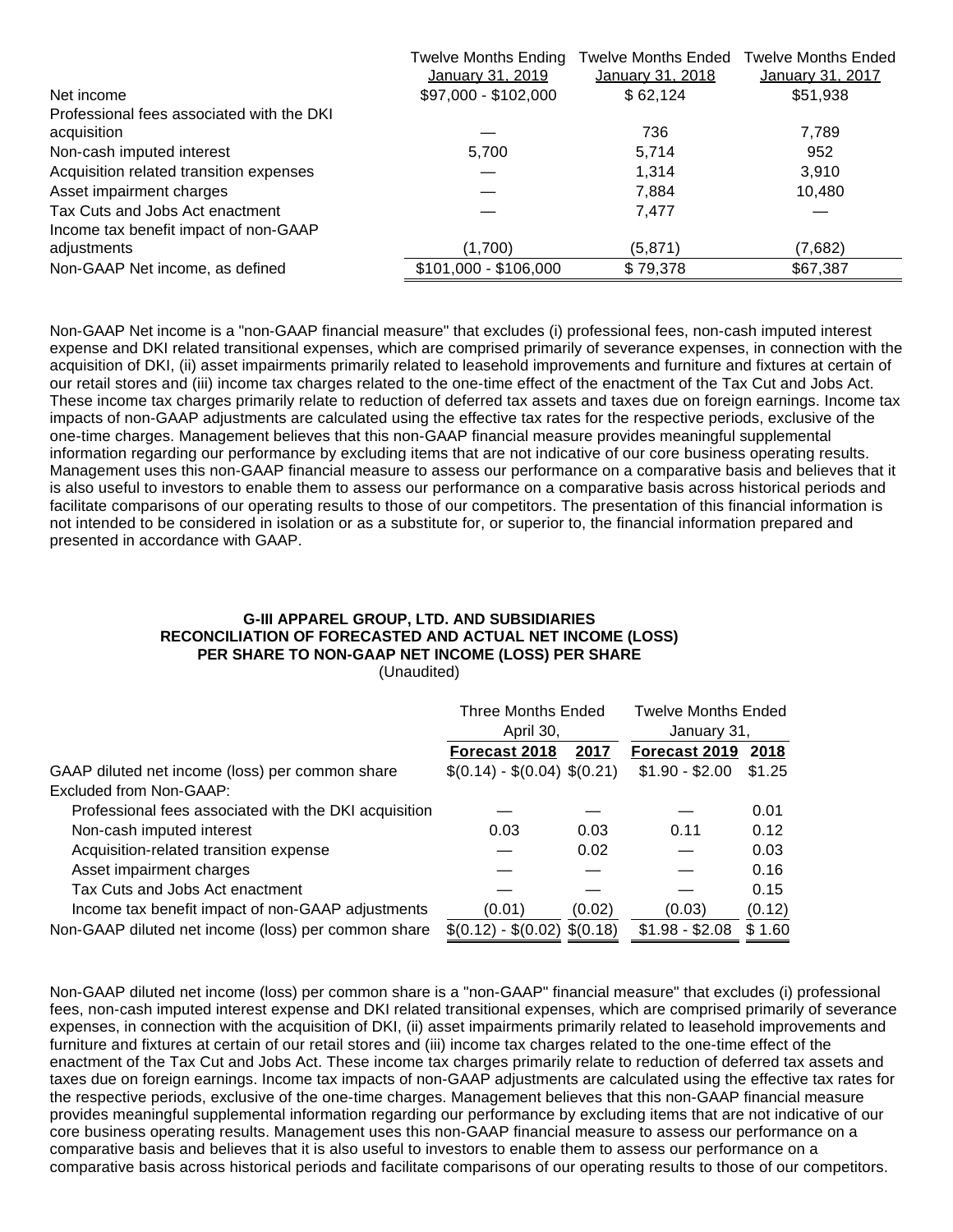| | Twelve Months Ending January 31, 2019 | Twelve Months Ended January 31, 2018 | Twelve Months Ended January 31, 2017 |
|---|---|---|---|
| Net income | $97,000 - $102,000 | $ 62,124 | $51,938 |
| Professional fees associated with the DKI acquisition | — | 736 | 7,789 |
| Non-cash imputed interest | 5,700 | 5,714 | 952 |
| Acquisition related transition expenses | — | 1,314 | 3,910 |
| Asset impairment charges | — | 7,884 | 10,480 |
| Tax Cuts and Jobs Act enactment | — | 7,477 | — |
| Income tax benefit impact of non-GAAP adjustments | (1,700) | (5,871) | (7,682) |
| Non-GAAP Net income, as defined | $101,000 - $106,000 | $ 79,378 | $67,387 |

Non-GAAP Net income is a "non-GAAP financial measure" that excludes (i) professional fees, non-cash imputed interest expense and DKI related transitional expenses, which are comprised primarily of severance expenses, in connection with the acquisition of DKI, (ii) asset impairments primarily related to leasehold improvements and furniture and fixtures at certain of our retail stores and (iii) income tax charges related to the one-time effect of the enactment of the Tax Cut and Jobs Act. These income tax charges primarily relate to reduction of deferred tax assets and taxes due on foreign earnings. Income tax impacts of non-GAAP adjustments are calculated using the effective tax rates for the respective periods, exclusive of the one-time charges. Management believes that this non-GAAP financial measure provides meaningful supplemental information regarding our performance by excluding items that are not indicative of our core business operating results. Management uses this non-GAAP financial measure to assess our performance on a comparative basis and believes that it is also useful to investors to enable them to assess our performance on a comparative basis across historical periods and facilitate comparisons of our operating results to those of our competitors. The presentation of this financial information is not intended to be considered in isolation or as a substitute for, or superior to, the financial information prepared and presented in accordance with GAAP.

**G-III APPAREL GROUP, LTD. AND SUBSIDIARIES**
**RECONCILIATION OF FORECASTED AND ACTUAL NET INCOME (LOSS) PER SHARE TO NON-GAAP NET INCOME (LOSS) PER SHARE**
(Unaudited)

| | Three Months Ended April 30, | | Twelve Months Ended January 31, | |
|---|---|---|---|---|
| | **Forecast 2018** | **2017** | **Forecast 2019** | **2018** |
| GAAP diluted net income (loss) per common share | $(0.14) - $(0.04) | $(0.21) | $1.90 - $2.00 | $1.25 |
| Excluded from Non-GAAP: | | | | |
| Professional fees associated with the DKI acquisition | — | — | — | 0.01 |
| Non-cash imputed interest | 0.03 | 0.03 | 0.11 | 0.12 |
| Acquisition-related transition expense | — | 0.02 | — | 0.03 |
| Asset impairment charges | — | — | — | 0.16 |
| Tax Cuts and Jobs Act enactment | — | — | — | 0.15 |
| Income tax benefit impact of non-GAAP adjustments | (0.01) | (0.02) | (0.03) | (0.12) |
| Non-GAAP diluted net income (loss) per common share | $(0.12) - $(0.02) | $(0.18) | $1.98 - $2.08 | $ 1.60 |

Non-GAAP diluted net income (loss) per common share is a "non-GAAP" financial measure" that excludes (i) professional fees, non-cash imputed interest expense and DKI related transitional expenses, which are comprised primarily of severance expenses, in connection with the acquisition of DKI, (ii) asset impairments primarily related to leasehold improvements and furniture and fixtures at certain of our retail stores and (iii) income tax charges related to the one-time effect of the enactment of the Tax Cut and Jobs Act. These income tax charges primarily relate to reduction of deferred tax assets and taxes due on foreign earnings. Income tax impacts of non-GAAP adjustments are calculated using the effective tax rates for the respective periods, exclusive of the one-time charges. Management believes that this non-GAAP financial measure provides meaningful supplemental information regarding our performance by excluding items that are not indicative of our core business operating results. Management uses this non-GAAP financial measure to assess our performance on a comparative basis and believes that it is also useful to investors to enable them to assess our performance on a comparative basis across historical periods and facilitate comparisons of our operating results to those of our competitors.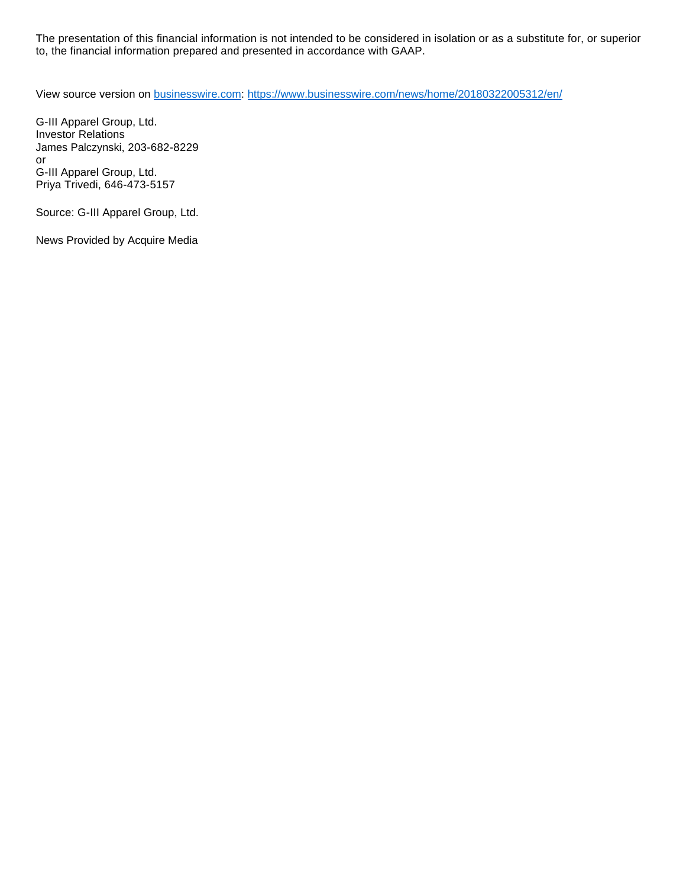The presentation of this financial information is not intended to be considered in isolation or as a substitute for, or superior to, the financial information prepared and presented in accordance with GAAP.

View source version on [businesswire.com](https://www.businesswire.com/news/home/20180322005312/en/): https://www.businesswire.com/news/home/20180322005312/en/

G-III Apparel Group, Ltd.
Investor Relations
James Palczynski, 203-682-8229
or
G-III Apparel Group, Ltd.
Priya Trivedi, 646-473-5157

Source: G-III Apparel Group, Ltd.

News Provided by Acquire Media